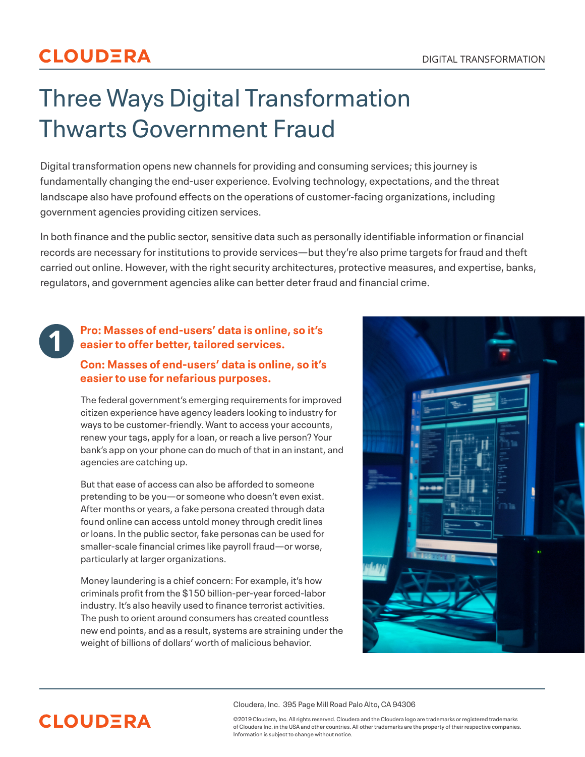DIGITAL TRANSFORMATION

# Three Ways Digital Transformation Thwarts Government Fraud

Digital transformation opens new channels for providing and consuming services; this journey is fundamentally changing the end-user experience. Evolving technology, expectations, and the threat landscape also have profound effects on the operations of customer-facing organizations, including government agencies providing citizen services.

In both finance and the public sector, sensitive data such as personally identifiable information or financial records are necessary for institutions to provide services—but they're also prime targets for fraud and theft carried out online. However, with the right security architectures, protective measures, and expertise, banks, regulators, and government agencies alike can better deter fraud and financial crime.

## 1

### Pro: Masses of end-users' data is online, so it's easier to offer better, tailored services.

### Con: Masses of end-users' data is online, so it's easier to use for nefarious purposes.

The federal government's emerging requirements for improved citizen experience have agency leaders looking to industry for ways to be customer-friendly. Want to access your accounts, renew your tags, apply for a loan, or reach a live person? Your bank's app on your phone can do much of that in an instant, and agencies are catching up.

But that ease of access can also be afforded to someone pretending to be you—or someone who doesn't even exist. After months or years, a fake persona created through data found online can access untold money through credit lines or loans. In the public sector, fake personas can be used for smaller-scale financial crimes like payroll fraud—or worse, particularly at larger organizations.

Money laundering is a chief concern: For example, it's how criminals profit from the $150 billion-per-year forced-labor industry. It's also heavily used to finance terrorist activities. The push to orient around consumers has created countless new end points, and as a result, systems are straining under the weight of billions of dollars' worth of malicious behavior.

Cloudera, Inc. 395 Page Mill Road Palo Alto, CA 94306

©2019 Cloudera, Inc. All rights reserved. Cloudera and the Cloudera logo are trademarks or registered trademarks of Cloudera Inc. in the USA and other countries. All other trademarks are the property of their respective companies. Information is subject to change without notice.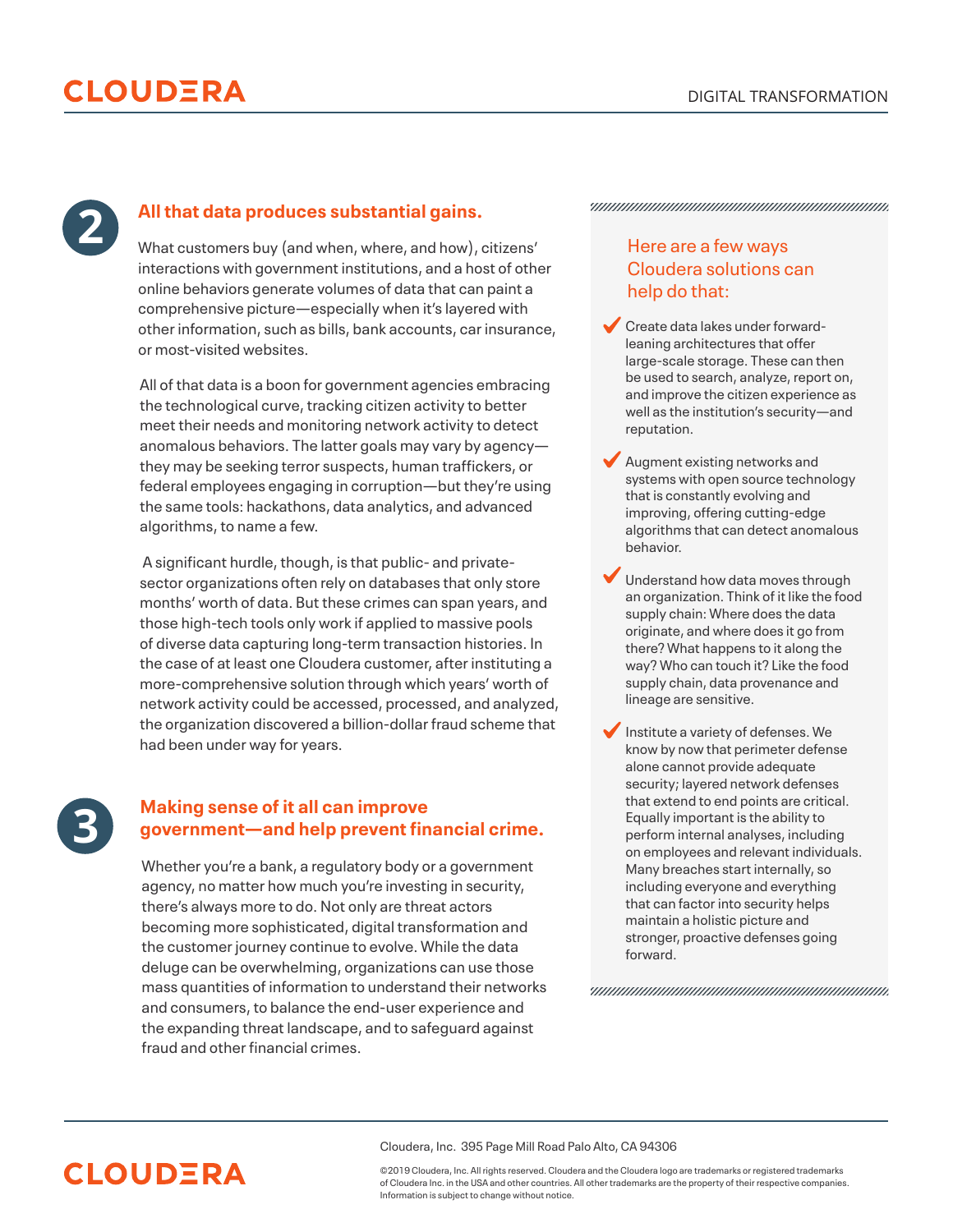## 2 All that data produces substantial gains.

What customers buy (and when, where, and how), citizens' interactions with government institutions, and a host of other online behaviors generate volumes of data that can paint a comprehensive picture—especially when it's layered with other information, such as bills, bank accounts, car insurance, or most-visited websites.

All of that data is a boon for government agencies embracing the technological curve, tracking citizen activity to better meet their needs and monitoring network activity to detect anomalous behaviors. The latter goals may vary by agency—they may be seeking terror suspects, human traffickers, or federal employees engaging in corruption—but they're using the same tools: hackathons, data analytics, and advanced algorithms, to name a few.

A significant hurdle, though, is that public- and private-sector organizations often rely on databases that only store months' worth of data. But these crimes can span years, and those high-tech tools only work if applied to massive pools of diverse data capturing long-term transaction histories. In the case of at least one Cloudera customer, after instituting a more-comprehensive solution through which years' worth of network activity could be accessed, processed, and analyzed, the organization discovered a billion-dollar fraud scheme that had been under way for years.

## 3 Making sense of it all can improve government—and help prevent financial crime.

Whether you're a bank, a regulatory body or a government agency, no matter how much you're investing in security, there's always more to do. Not only are threat actors becoming more sophisticated, digital transformation and the customer journey continue to evolve. While the data deluge can be overwhelming, organizations can use those mass quantities of information to understand their networks and consumers, to balance the end-user experience and the expanding threat landscape, and to safeguard against fraud and other financial crimes.

### Here are a few ways Cloudera solutions can help do that:

- ✔ Create data lakes under forward-leaning architectures that offer large-scale storage. These can then be used to search, analyze, report on, and improve the citizen experience as well as the institution's security—and reputation.
- ✔ Augment existing networks and systems with open source technology that is constantly evolving and improving, offering cutting-edge algorithms that can detect anomalous behavior.
- ✔ Understand how data moves through an organization. Think of it like the food supply chain: Where does the data originate, and where does it go from there? What happens to it along the way? Who can touch it? Like the food supply chain, data provenance and lineage are sensitive.
- ✔ Institute a variety of defenses. We know by now that perimeter defense alone cannot provide adequate security; layered network defenses that extend to end points are critical. Equally important is the ability to perform internal analyses, including on employees and relevant individuals. Many breaches start internally, so including everyone and everything that can factor into security helps maintain a holistic picture and stronger, proactive defenses going forward.

Cloudera, Inc. 395 Page Mill Road Palo Alto, CA 94306

©2019 Cloudera, Inc. All rights reserved. Cloudera and the Cloudera logo are trademarks or registered trademarks of Cloudera Inc. in the USA and other countries. All other trademarks are the property of their respective companies. Information is subject to change without notice.